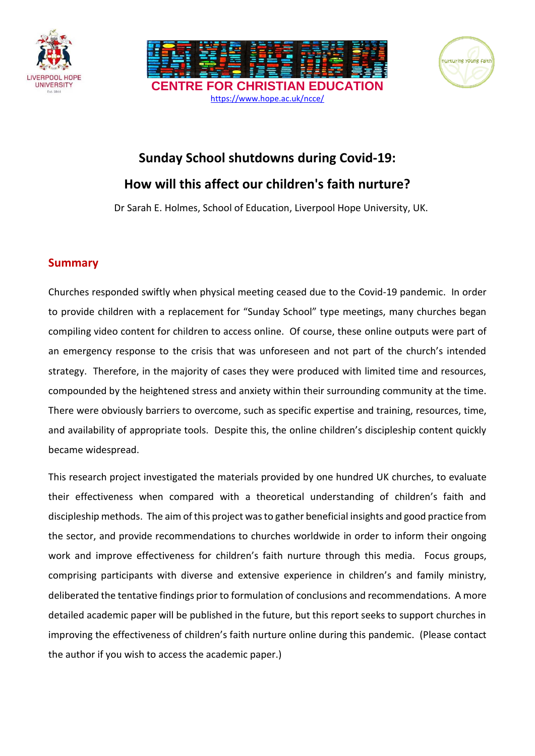LIVERPOOL HOPE UNIVERSITY

CENTRE FOR CHRISTIAN EDUCATION

https://www.hope.ac.uk/ncce/

nurturing young faith

# Sunday School shutdowns during Covid-19: How will this affect our children's faith nurture?

Dr Sarah E. Holmes, School of Education, Liverpool Hope University, UK.

## Summary

Churches responded swiftly when physical meeting ceased due to the Covid-19 pandemic. In order to provide children with a replacement for "Sunday School" type meetings, many churches began compiling video content for children to access online. Of course, these online outputs were part of an emergency response to the crisis that was unforeseen and not part of the church's intended strategy. Therefore, in the majority of cases they were produced with limited time and resources, compounded by the heightened stress and anxiety within their surrounding community at the time. There were obviously barriers to overcome, such as specific expertise and training, resources, time, and availability of appropriate tools. Despite this, the online children's discipleship content quickly became widespread.

This research project investigated the materials provided by one hundred UK churches, to evaluate their effectiveness when compared with a theoretical understanding of children's faith and discipleship methods. The aim of this project was to gather beneficial insights and good practice from the sector, and provide recommendations to churches worldwide in order to inform their ongoing work and improve effectiveness for children's faith nurture through this media. Focus groups, comprising participants with diverse and extensive experience in children's and family ministry, deliberated the tentative findings prior to formulation of conclusions and recommendations. A more detailed academic paper will be published in the future, but this report seeks to support churches in improving the effectiveness of children's faith nurture online during this pandemic. (Please contact the author if you wish to access the academic paper.)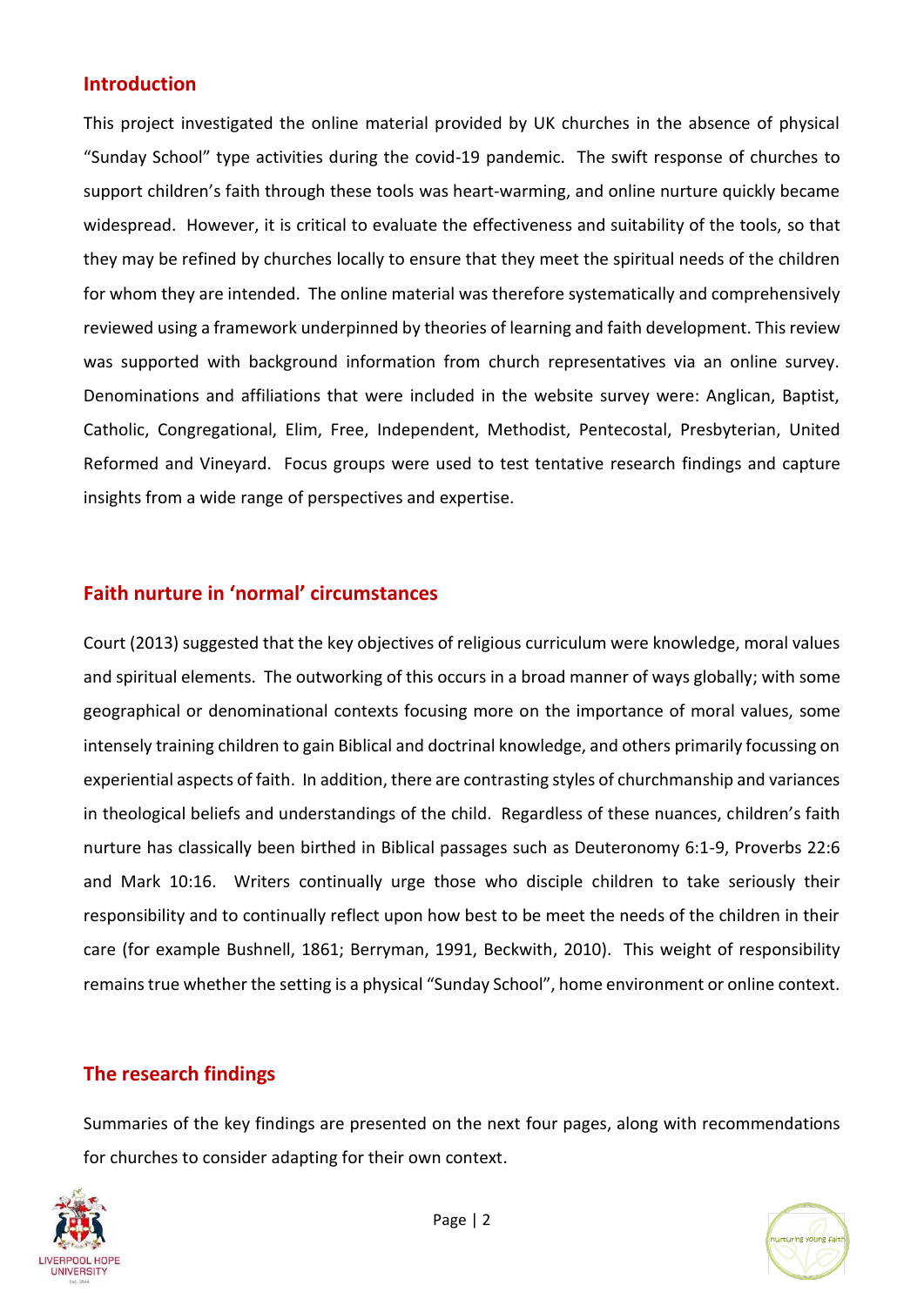## Introduction

This project investigated the online material provided by UK churches in the absence of physical "Sunday School" type activities during the covid-19 pandemic. The swift response of churches to support children's faith through these tools was heart-warming, and online nurture quickly became widespread. However, it is critical to evaluate the effectiveness and suitability of the tools, so that they may be refined by churches locally to ensure that they meet the spiritual needs of the children for whom they are intended. The online material was therefore systematically and comprehensively reviewed using a framework underpinned by theories of learning and faith development. This review was supported with background information from church representatives via an online survey. Denominations and affiliations that were included in the website survey were: Anglican, Baptist, Catholic, Congregational, Elim, Free, Independent, Methodist, Pentecostal, Presbyterian, United Reformed and Vineyard. Focus groups were used to test tentative research findings and capture insights from a wide range of perspectives and expertise.

## Faith nurture in 'normal' circumstances

Court (2013) suggested that the key objectives of religious curriculum were knowledge, moral values and spiritual elements. The outworking of this occurs in a broad manner of ways globally; with some geographical or denominational contexts focusing more on the importance of moral values, some intensely training children to gain Biblical and doctrinal knowledge, and others primarily focussing on experiential aspects of faith. In addition, there are contrasting styles of churchmanship and variances in theological beliefs and understandings of the child. Regardless of these nuances, children's faith nurture has classically been birthed in Biblical passages such as Deuteronomy 6:1-9, Proverbs 22:6 and Mark 10:16. Writers continually urge those who disciple children to take seriously their responsibility and to continually reflect upon how best to be meet the needs of the children in their care (for example Bushnell, 1861; Berryman, 1991, Beckwith, 2010). This weight of responsibility remains true whether the setting is a physical "Sunday School", home environment or online context.

## The research findings

Summaries of the key findings are presented on the next four pages, along with recommendations for churches to consider adapting for their own context.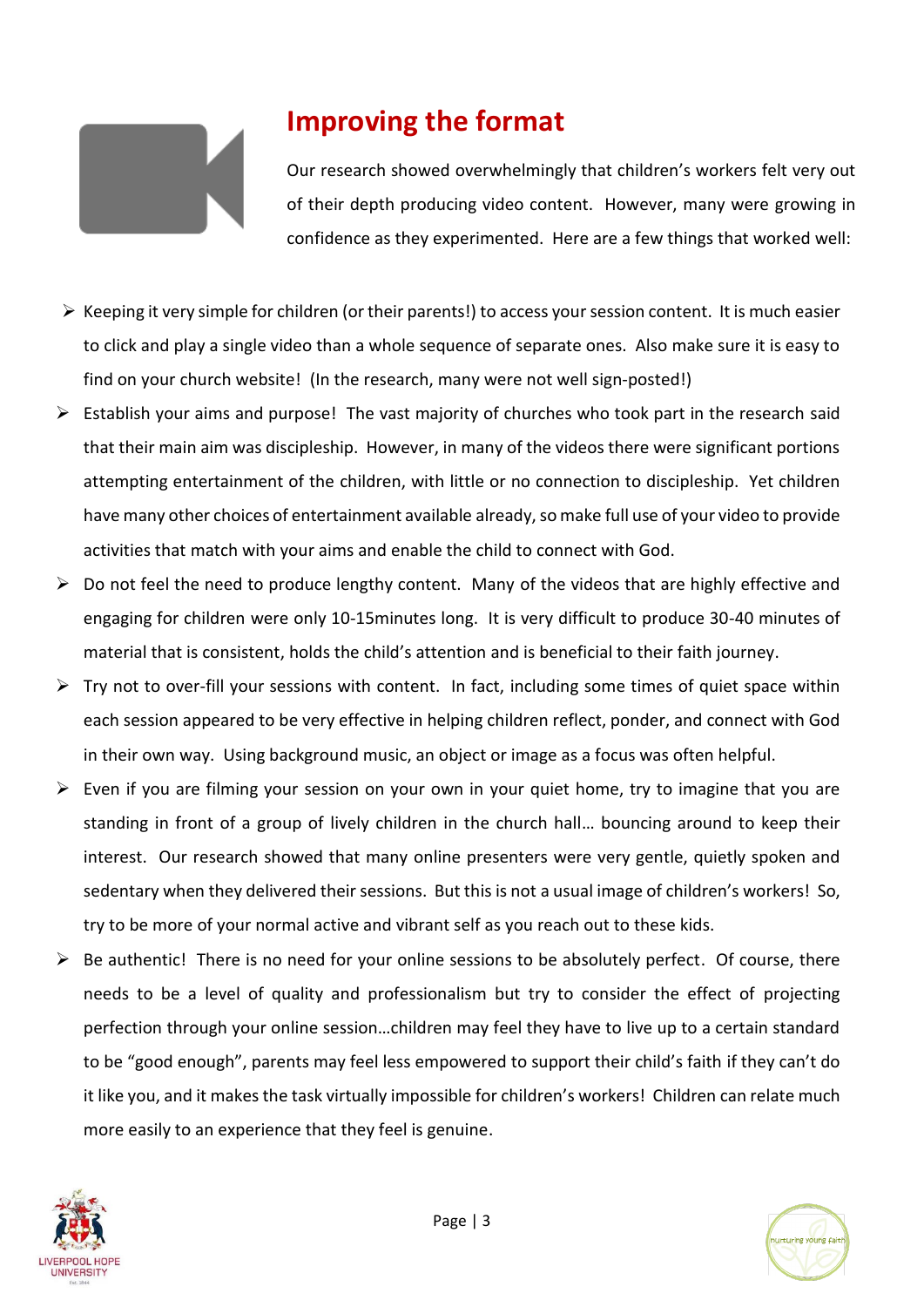## Improving the format

Our research showed overwhelmingly that children's workers felt very out of their depth producing video content. However, many were growing in confidence as they experimented. Here are a few things that worked well:

- Keeping it very simple for children (or their parents!) to access your session content. It is much easier to click and play a single video than a whole sequence of separate ones. Also make sure it is easy to find on your church website! (In the research, many were not well sign-posted!)
- Establish your aims and purpose! The vast majority of churches who took part in the research said that their main aim was discipleship. However, in many of the videos there were significant portions attempting entertainment of the children, with little or no connection to discipleship. Yet children have many other choices of entertainment available already, so make full use of your video to provide activities that match with your aims and enable the child to connect with God.
- Do not feel the need to produce lengthy content. Many of the videos that are highly effective and engaging for children were only 10-15minutes long. It is very difficult to produce 30-40 minutes of material that is consistent, holds the child's attention and is beneficial to their faith journey.
- Try not to over-fill your sessions with content. In fact, including some times of quiet space within each session appeared to be very effective in helping children reflect, ponder, and connect with God in their own way. Using background music, an object or image as a focus was often helpful.
- Even if you are filming your session on your own in your quiet home, try to imagine that you are standing in front of a group of lively children in the church hall… bouncing around to keep their interest. Our research showed that many online presenters were very gentle, quietly spoken and sedentary when they delivered their sessions. But this is not a usual image of children's workers! So, try to be more of your normal active and vibrant self as you reach out to these kids.
- Be authentic! There is no need for your online sessions to be absolutely perfect. Of course, there needs to be a level of quality and professionalism but try to consider the effect of projecting perfection through your online session…children may feel they have to live up to a certain standard to be "good enough", parents may feel less empowered to support their child's faith if they can't do it like you, and it makes the task virtually impossible for children's workers! Children can relate much more easily to an experience that they feel is genuine.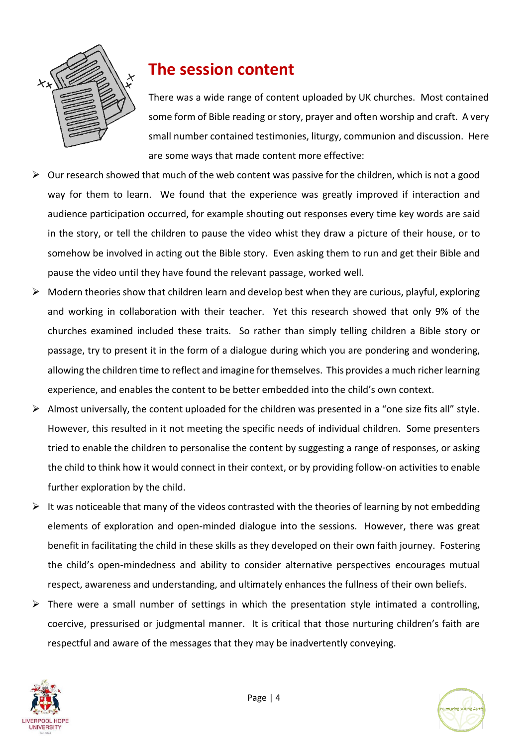## The session content

There was a wide range of content uploaded by UK churches. Most contained some form of Bible reading or story, prayer and often worship and craft. A very small number contained testimonies, liturgy, communion and discussion. Here are some ways that made content more effective:

- Our research showed that much of the web content was passive for the children, which is not a good way for them to learn. We found that the experience was greatly improved if interaction and audience participation occurred, for example shouting out responses every time key words are said in the story, or tell the children to pause the video whist they draw a picture of their house, or to somehow be involved in acting out the Bible story. Even asking them to run and get their Bible and pause the video until they have found the relevant passage, worked well.
- Modern theories show that children learn and develop best when they are curious, playful, exploring and working in collaboration with their teacher. Yet this research showed that only 9% of the churches examined included these traits. So rather than simply telling children a Bible story or passage, try to present it in the form of a dialogue during which you are pondering and wondering, allowing the children time to reflect and imagine for themselves. This provides a much richer learning experience, and enables the content to be better embedded into the child's own context.
- Almost universally, the content uploaded for the children was presented in a "one size fits all" style. However, this resulted in it not meeting the specific needs of individual children. Some presenters tried to enable the children to personalise the content by suggesting a range of responses, or asking the child to think how it would connect in their context, or by providing follow-on activities to enable further exploration by the child.
- It was noticeable that many of the videos contrasted with the theories of learning by not embedding elements of exploration and open-minded dialogue into the sessions. However, there was great benefit in facilitating the child in these skills as they developed on their own faith journey. Fostering the child's open-mindedness and ability to consider alternative perspectives encourages mutual respect, awareness and understanding, and ultimately enhances the fullness of their own beliefs.
- There were a small number of settings in which the presentation style intimated a controlling, coercive, pressurised or judgmental manner. It is critical that those nurturing children's faith are respectful and aware of the messages that they may be inadvertently conveying.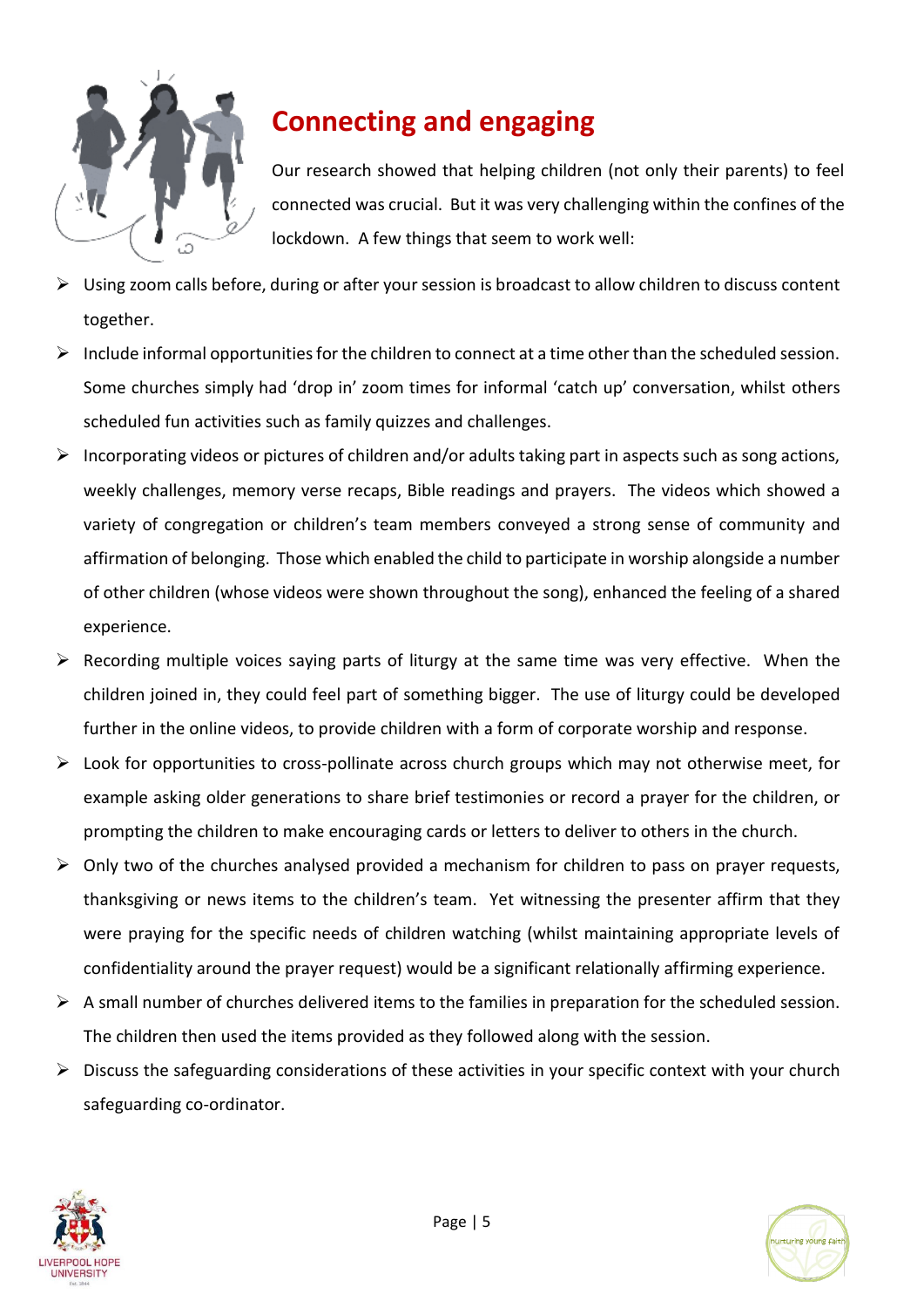## Connecting and engaging

Our research showed that helping children (not only their parents) to feel connected was crucial. But it was very challenging within the confines of the lockdown. A few things that seem to work well:

- Using zoom calls before, during or after your session is broadcast to allow children to discuss content together.
- Include informal opportunities for the children to connect at a time other than the scheduled session. Some churches simply had 'drop in' zoom times for informal 'catch up' conversation, whilst others scheduled fun activities such as family quizzes and challenges.
- Incorporating videos or pictures of children and/or adults taking part in aspects such as song actions, weekly challenges, memory verse recaps, Bible readings and prayers. The videos which showed a variety of congregation or children's team members conveyed a strong sense of community and affirmation of belonging. Those which enabled the child to participate in worship alongside a number of other children (whose videos were shown throughout the song), enhanced the feeling of a shared experience.
- Recording multiple voices saying parts of liturgy at the same time was very effective. When the children joined in, they could feel part of something bigger. The use of liturgy could be developed further in the online videos, to provide children with a form of corporate worship and response.
- Look for opportunities to cross-pollinate across church groups which may not otherwise meet, for example asking older generations to share brief testimonies or record a prayer for the children, or prompting the children to make encouraging cards or letters to deliver to others in the church.
- Only two of the churches analysed provided a mechanism for children to pass on prayer requests, thanksgiving or news items to the children's team. Yet witnessing the presenter affirm that they were praying for the specific needs of children watching (whilst maintaining appropriate levels of confidentiality around the prayer request) would be a significant relationally affirming experience.
- A small number of churches delivered items to the families in preparation for the scheduled session. The children then used the items provided as they followed along with the session.
- Discuss the safeguarding considerations of these activities in your specific context with your church safeguarding co-ordinator.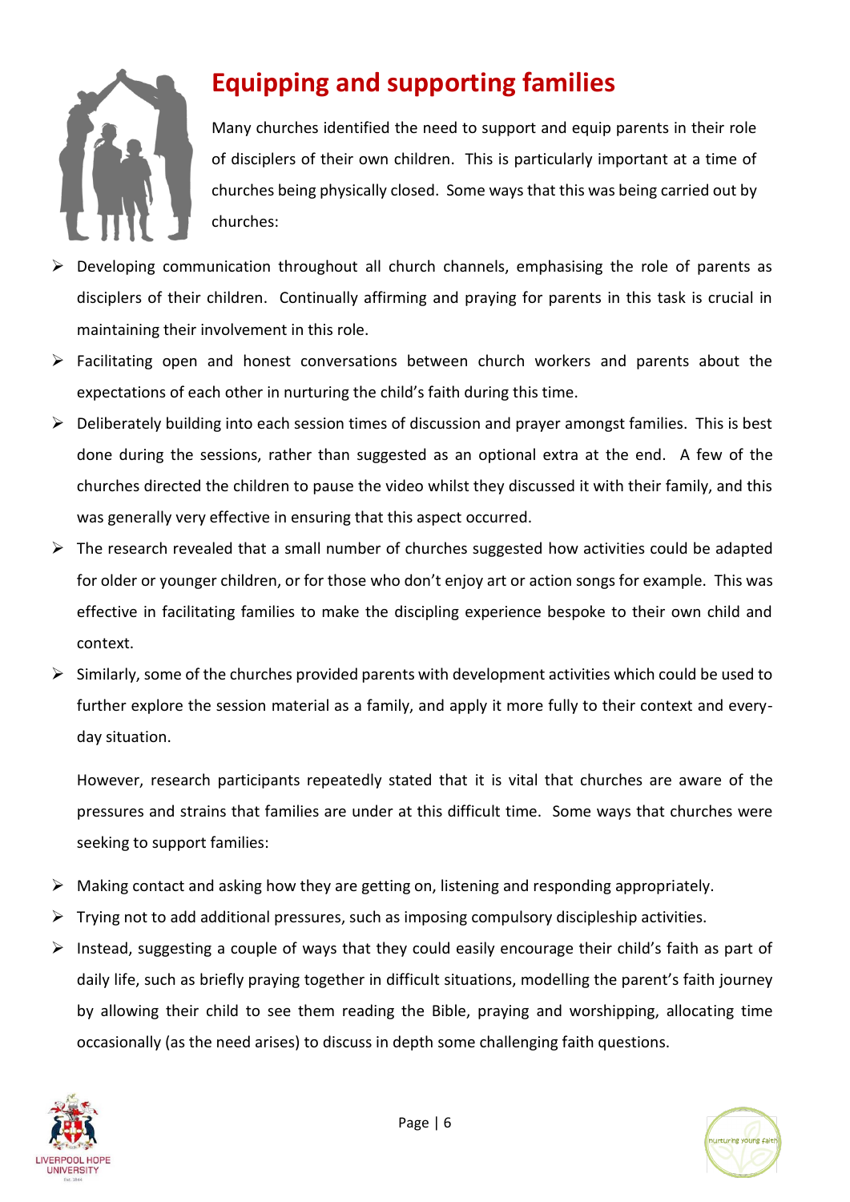## Equipping and supporting families

Many churches identified the need to support and equip parents in their role of disciplers of their own children. This is particularly important at a time of churches being physically closed. Some ways that this was being carried out by churches:

- Developing communication throughout all church channels, emphasising the role of parents as disciplers of their children. Continually affirming and praying for parents in this task is crucial in maintaining their involvement in this role.
- Facilitating open and honest conversations between church workers and parents about the expectations of each other in nurturing the child's faith during this time.
- Deliberately building into each session times of discussion and prayer amongst families. This is best done during the sessions, rather than suggested as an optional extra at the end. A few of the churches directed the children to pause the video whilst they discussed it with their family, and this was generally very effective in ensuring that this aspect occurred.
- The research revealed that a small number of churches suggested how activities could be adapted for older or younger children, or for those who don't enjoy art or action songs for example. This was effective in facilitating families to make the discipling experience bespoke to their own child and context.
- Similarly, some of the churches provided parents with development activities which could be used to further explore the session material as a family, and apply it more fully to their context and every-day situation.

However, research participants repeatedly stated that it is vital that churches are aware of the pressures and strains that families are under at this difficult time. Some ways that churches were seeking to support families:

- Making contact and asking how they are getting on, listening and responding appropriately.
- Trying not to add additional pressures, such as imposing compulsory discipleship activities.
- Instead, suggesting a couple of ways that they could easily encourage their child's faith as part of daily life, such as briefly praying together in difficult situations, modelling the parent's faith journey by allowing their child to see them reading the Bible, praying and worshipping, allocating time occasionally (as the need arises) to discuss in depth some challenging faith questions.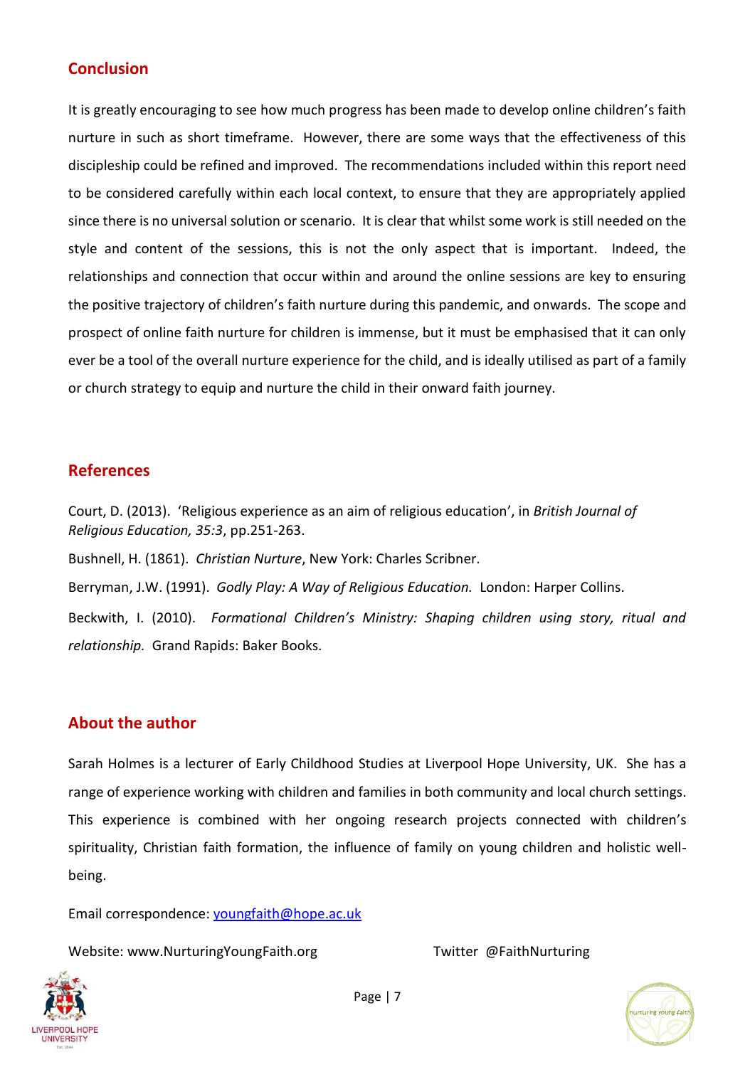## Conclusion

It is greatly encouraging to see how much progress has been made to develop online children's faith nurture in such as short timeframe. However, there are some ways that the effectiveness of this discipleship could be refined and improved. The recommendations included within this report need to be considered carefully within each local context, to ensure that they are appropriately applied since there is no universal solution or scenario. It is clear that whilst some work is still needed on the style and content of the sessions, this is not the only aspect that is important. Indeed, the relationships and connection that occur within and around the online sessions are key to ensuring the positive trajectory of children's faith nurture during this pandemic, and onwards. The scope and prospect of online faith nurture for children is immense, but it must be emphasised that it can only ever be a tool of the overall nurture experience for the child, and is ideally utilised as part of a family or church strategy to equip and nurture the child in their onward faith journey.

## References

Court, D. (2013). 'Religious experience as an aim of religious education', in *British Journal of Religious Education, 35:3*, pp.251-263.

Bushnell, H. (1861). *Christian Nurture*, New York: Charles Scribner.

Berryman, J.W. (1991). *Godly Play: A Way of Religious Education.* London: Harper Collins.

Beckwith, I. (2010). *Formational Children's Ministry: Shaping children using story, ritual and relationship.* Grand Rapids: Baker Books.

## About the author

Sarah Holmes is a lecturer of Early Childhood Studies at Liverpool Hope University, UK. She has a range of experience working with children and families in both community and local church settings. This experience is combined with her ongoing research projects connected with children's spirituality, Christian faith formation, the influence of family on young children and holistic well-being.

Email correspondence: youngfaith@hope.ac.uk

Website: www.NurturingYoungFaith.org

Twitter @FaithNurturing